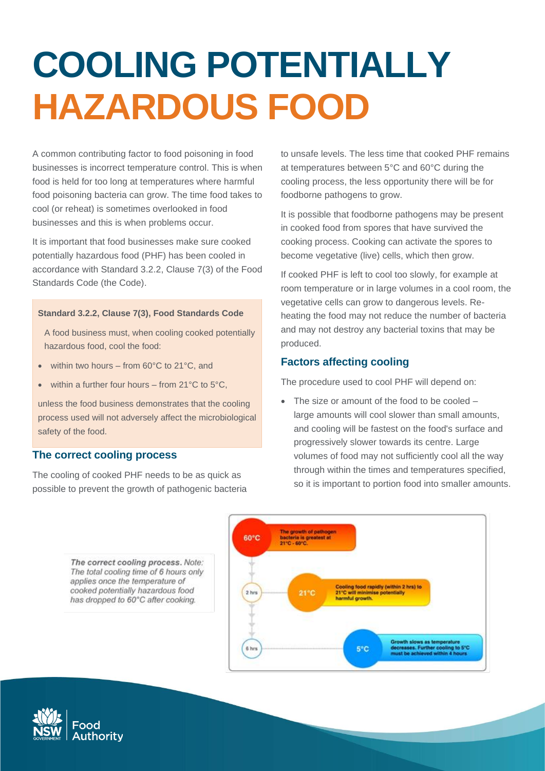# COOLING POTENTIALLY HAZARDOUS FOOD

A common contributing factor to food poisoning in food businesses is incorrect temperature control. This is when food is held for too long at temperatures where harmful food poisoning bacteria can grow. The time food takes to cool (or reheat) is sometimes overlooked in food businesses and this is when problems occur.

It is important that food businesses make sure cooked potentially hazardous food (PHF) has been cooled in accordance with Standard 3.2.2, Clause 7(3) of the Food Standards Code (the Code).

> **Standard 3.2.2, Clause 7(3), Food Standards Code**
>
> A food business must, when cooling cooked potentially hazardous food, cool the food:
>
> - within two hours – from 60°C to 21°C, and
> - within a further four hours – from 21°C to 5°C,
>
> unless the food business demonstrates that the cooling process used will not adversely affect the microbiological safety of the food.

## The correct cooling process

The cooling of cooked PHF needs to be as quick as possible to prevent the growth of pathogenic bacteria to unsafe levels. The less time that cooked PHF remains at temperatures between 5°C and 60°C during the cooling process, the less opportunity there will be for foodborne pathogens to grow.

It is possible that foodborne pathogens may be present in cooked food from spores that have survived the cooking process. Cooking can activate the spores to become vegetative (live) cells, which then grow.

If cooked PHF is left to cool too slowly, for example at room temperature or in large volumes in a cool room, the vegetative cells can grow to dangerous levels. Re-heating the food may not reduce the number of bacteria and may not destroy any bacterial toxins that may be produced.

## Factors affecting cooling

The procedure used to cool PHF will depend on:

- The size or amount of the food to be cooled – large amounts will cool slower than small amounts, and cooling will be fastest on the food's surface and progressively slower towards its centre. Large volumes of food may not sufficiently cool all the way through within the times and temperatures specified, so it is important to portion food into smaller amounts.

*The correct cooling process. Note: The total cooling time of 6 hours only applies once the temperature of cooked potentially hazardous food has dropped to 60°C after cooking.*

- 60°C – The growth of pathogen bacteria is greatest at 21°C - 60°C.
- 2 hrs – 21°C – Cooling food rapidly (within 2 hrs) to 21°C will minimise potentially harmful growth.
- 6 hrs – 5°C – Growth slows as temperature decreases. Further cooling to 5°C must be achieved within 4 hours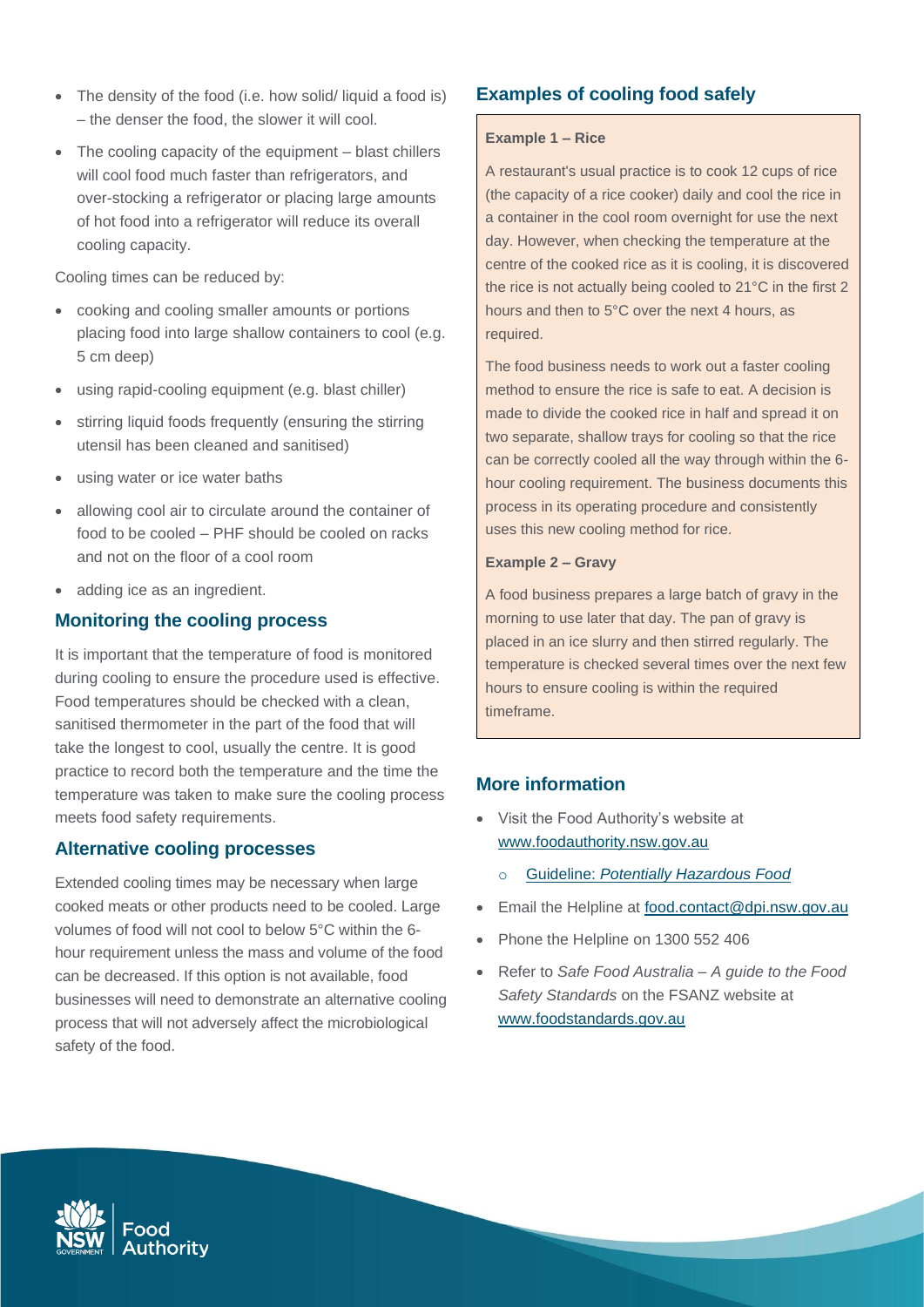- The density of the food (i.e. how solid/ liquid a food is) – the denser the food, the slower it will cool.
- The cooling capacity of the equipment – blast chillers will cool food much faster than refrigerators, and over-stocking a refrigerator or placing large amounts of hot food into a refrigerator will reduce its overall cooling capacity.

Cooling times can be reduced by:

- cooking and cooling smaller amounts or portions placing food into large shallow containers to cool (e.g. 5 cm deep)
- using rapid-cooling equipment (e.g. blast chiller)
- stirring liquid foods frequently (ensuring the stirring utensil has been cleaned and sanitised)
- using water or ice water baths
- allowing cool air to circulate around the container of food to be cooled – PHF should be cooled on racks and not on the floor of a cool room
- adding ice as an ingredient.

## Monitoring the cooling process

It is important that the temperature of food is monitored during cooling to ensure the procedure used is effective. Food temperatures should be checked with a clean, sanitised thermometer in the part of the food that will take the longest to cool, usually the centre. It is good practice to record both the temperature and the time the temperature was taken to make sure the cooling process meets food safety requirements.

## Alternative cooling processes

Extended cooling times may be necessary when large cooked meats or other products need to be cooled. Large volumes of food will not cool to below 5°C within the 6-hour requirement unless the mass and volume of the food can be decreased. If this option is not available, food businesses will need to demonstrate an alternative cooling process that will not adversely affect the microbiological safety of the food.

## Examples of cooling food safely

**Example 1 – Rice**

A restaurant's usual practice is to cook 12 cups of rice (the capacity of a rice cooker) daily and cool the rice in a container in the cool room overnight for use the next day. However, when checking the temperature at the centre of the cooked rice as it is cooling, it is discovered the rice is not actually being cooled to 21°C in the first 2 hours and then to 5°C over the next 4 hours, as required.

The food business needs to work out a faster cooling method to ensure the rice is safe to eat. A decision is made to divide the cooked rice in half and spread it on two separate, shallow trays for cooling so that the rice can be correctly cooled all the way through within the 6-hour cooling requirement. The business documents this process in its operating procedure and consistently uses this new cooling method for rice.

**Example 2 – Gravy**

A food business prepares a large batch of gravy in the morning to use later that day. The pan of gravy is placed in an ice slurry and then stirred regularly. The temperature is checked several times over the next few hours to ensure cooling is within the required timeframe.

## More information

- Visit the Food Authority's website at www.foodauthority.nsw.gov.au
  - Guideline: *Potentially Hazardous Food*
- Email the Helpline at food.contact@dpi.nsw.gov.au
- Phone the Helpline on 1300 552 406
- Refer to *Safe Food Australia – A guide to the Food Safety Standards* on the FSANZ website at www.foodstandards.gov.au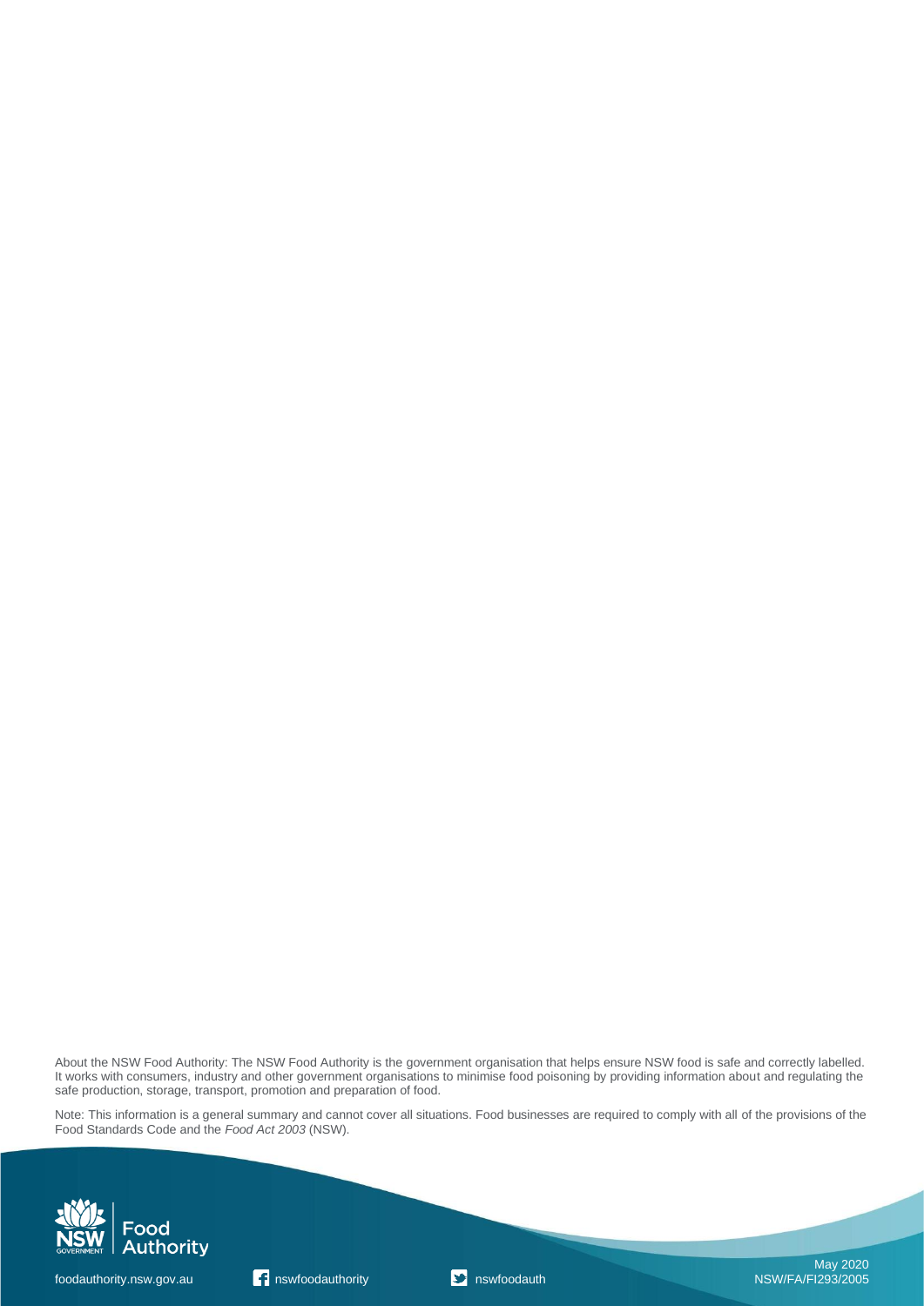About the NSW Food Authority: The NSW Food Authority is the government organisation that helps ensure NSW food is safe and correctly labelled. It works with consumers, industry and other government organisations to minimise food poisoning by providing information about and regulating the safe production, storage, transport, promotion and preparation of food.

Note: This information is a general summary and cannot cover all situations. Food businesses are required to comply with all of the provisions of the Food Standards Code and the *Food Act 2003* (NSW).

NSW GOVERNMENT | Food Authority

foodauthority.nsw.gov.au nswfoodauthority nswfoodauth

May 2020
NSW/FA/FI293/2005